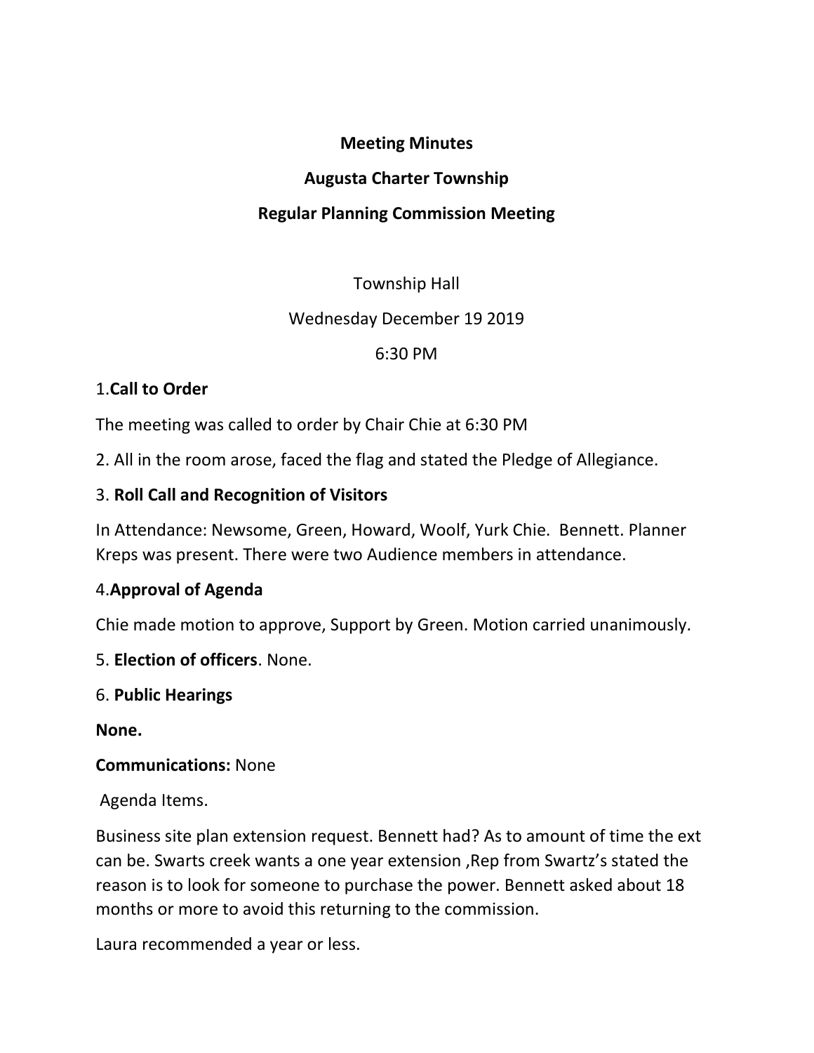**Meeting Minutes**

**Augusta Charter Township**

**Regular Planning Commission Meeting**

Township Hall

Wednesday December 19 2019

6:30 PM

1.**Call to Order**

The meeting was called to order by Chair Chie at 6:30 PM

2. All in the room arose, faced the flag and stated the Pledge of Allegiance.

3. **Roll Call and Recognition of Visitors**

In Attendance: Newsome, Green, Howard, Woolf, Yurk Chie.  Bennett. Planner Kreps was present. There were two Audience members in attendance.

4.**Approval of Agenda**

Chie made motion to approve, Support by Green. Motion carried unanimously.

5. **Election of officers**. None.

6. **Public Hearings**

**None.**

**Communications:** None

Agenda Items.

Business site plan extension request. Bennett had? As to amount of time the ext can be. Swarts creek wants a one year extension ,Rep from Swartz's stated the reason is to look for someone to purchase the power. Bennett asked about 18 months or more to avoid this returning to the commission.

Laura recommended a year or less.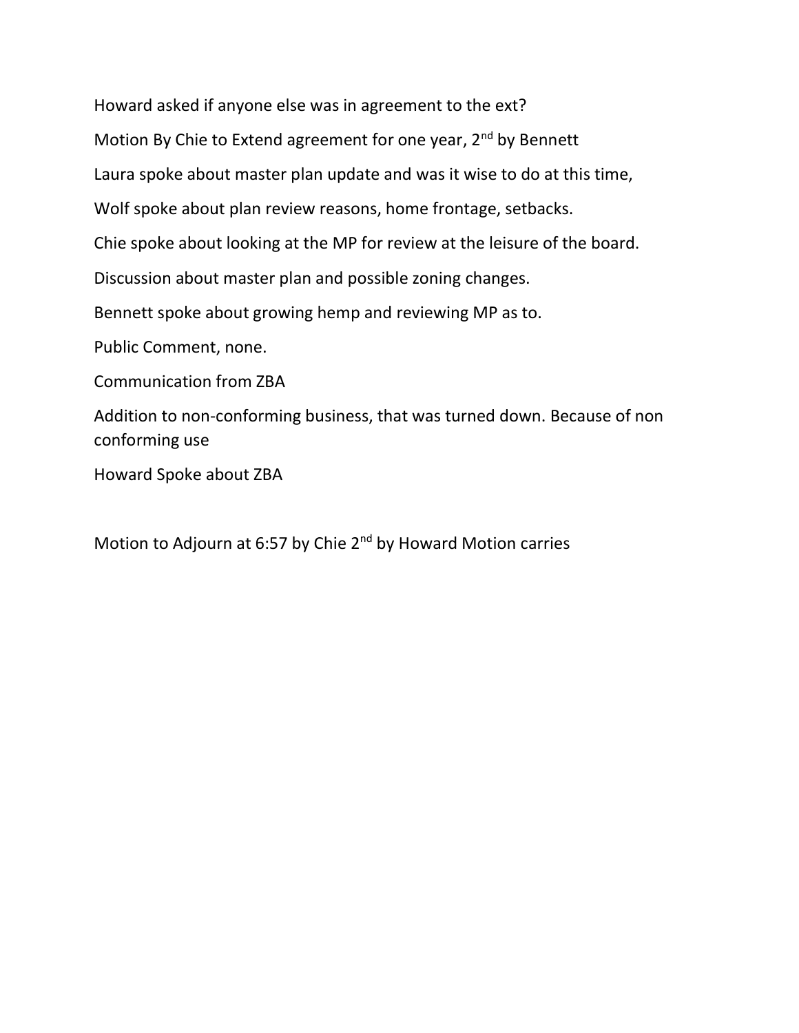Howard asked if anyone else was in agreement to the ext?

Motion By Chie to Extend agreement for one year, 2nd by Bennett

Laura spoke about master plan update and was it wise to do at this time,

Wolf spoke about plan review reasons, home frontage, setbacks.

Chie spoke about looking at the MP for review at the leisure of the board.

Discussion about master plan and possible zoning changes.

Bennett spoke about growing hemp and reviewing MP as to.

Public Comment, none.

Communication from ZBA

Addition to non-conforming business, that was turned down. Because of non conforming use

Howard Spoke about ZBA

Motion to Adjourn at 6:57 by Chie 2nd by Howard Motion carries